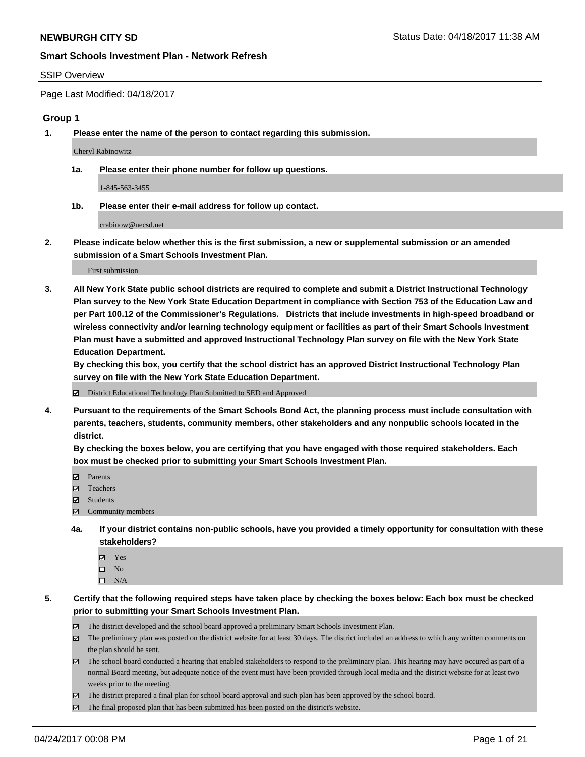**NEWBURGH CITY SD** Status Date: 04/18/2017 11:38 AM

**Smart Schools Investment Plan - Network Refresh**

SSIP Overview

Page Last Modified: 04/18/2017

## Group 1

**1. Please enter the name of the person to contact regarding this submission.**

Cheryl Rabinowitz

**1a. Please enter their phone number for follow up questions.**

1-845-563-3455

**1b. Please enter their e-mail address for follow up contact.**

crabinow@necsd.net

**2. Please indicate below whether this is the first submission, a new or supplemental submission or an amended submission of a Smart Schools Investment Plan.**

First submission

**3. All New York State public school districts are required to complete and submit a District Instructional Technology Plan survey to the New York State Education Department in compliance with Section 753 of the Education Law and per Part 100.12 of the Commissioner's Regulations. Districts that include investments in high-speed broadband or wireless connectivity and/or learning technology equipment or facilities as part of their Smart Schools Investment Plan must have a submitted and approved Instructional Technology Plan survey on file with the New York State Education Department.**
**By checking this box, you certify that the school district has an approved District Instructional Technology Plan survey on file with the New York State Education Department.**

- [x] District Educational Technology Plan Submitted to SED and Approved

**4. Pursuant to the requirements of the Smart Schools Bond Act, the planning process must include consultation with parents, teachers, students, community members, other stakeholders and any nonpublic schools located in the district.**
**By checking the boxes below, you are certifying that you have engaged with those required stakeholders. Each box must be checked prior to submitting your Smart Schools Investment Plan.**

- [x] Parents
- [x] Teachers
- [x] Students
- [x] Community members

**4a. If your district contains non-public schools, have you provided a timely opportunity for consultation with these stakeholders?**

- [x] Yes
- [ ] No
- [ ] N/A

**5. Certify that the following required steps have taken place by checking the boxes below: Each box must be checked prior to submitting your Smart Schools Investment Plan.**

- [x] The district developed and the school board approved a preliminary Smart Schools Investment Plan.
- [x] The preliminary plan was posted on the district website for at least 30 days. The district included an address to which any written comments on the plan should be sent.
- [x] The school board conducted a hearing that enabled stakeholders to respond to the preliminary plan. This hearing may have occured as part of a normal Board meeting, but adequate notice of the event must have been provided through local media and the district website for at least two weeks prior to the meeting.
- [x] The district prepared a final plan for school board approval and such plan has been approved by the school board.
- [x] The final proposed plan that has been submitted has been posted on the district's website.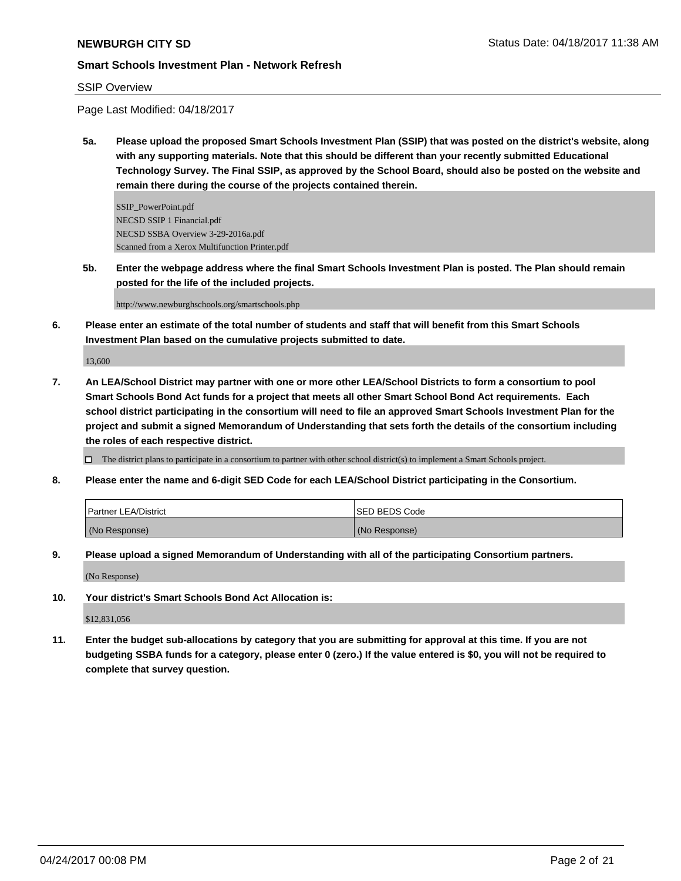**NEWBURGH CITY SD** Status Date: 04/18/2017 11:38 AM

**Smart Schools Investment Plan - Network Refresh**

SSIP Overview

Page Last Modified: 04/18/2017

**5a. Please upload the proposed Smart Schools Investment Plan (SSIP) that was posted on the district's website, along with any supporting materials. Note that this should be different than your recently submitted Educational Technology Survey. The Final SSIP, as approved by the School Board, should also be posted on the website and remain there during the course of the projects contained therein.**

SSIP_PowerPoint.pdf
NECSD SSIP 1 Financial.pdf
NECSD SSBA Overview 3-29-2016a.pdf
Scanned from a Xerox Multifunction Printer.pdf

**5b. Enter the webpage address where the final Smart Schools Investment Plan is posted. The Plan should remain posted for the life of the included projects.**

http://www.newburghschools.org/smartschools.php

**6. Please enter an estimate of the total number of students and staff that will benefit from this Smart Schools Investment Plan based on the cumulative projects submitted to date.**

13,600

**7. An LEA/School District may partner with one or more other LEA/School Districts to form a consortium to pool Smart Schools Bond Act funds for a project that meets all other Smart School Bond Act requirements. Each school district participating in the consortium will need to file an approved Smart Schools Investment Plan for the project and submit a signed Memorandum of Understanding that sets forth the details of the consortium including the roles of each respective district.**

☐ The district plans to participate in a consortium to partner with other school district(s) to implement a Smart Schools project.

**8. Please enter the name and 6-digit SED Code for each LEA/School District participating in the Consortium.**

| Partner LEA/District | SED BEDS Code |
|---|---|
| (No Response) | (No Response) |

**9. Please upload a signed Memorandum of Understanding with all of the participating Consortium partners.**

(No Response)

**10. Your district's Smart Schools Bond Act Allocation is:**

$12,831,056

**11. Enter the budget sub-allocations by category that you are submitting for approval at this time. If you are not budgeting SSBA funds for a category, please enter 0 (zero.) If the value entered is $0, you will not be required to complete that survey question.**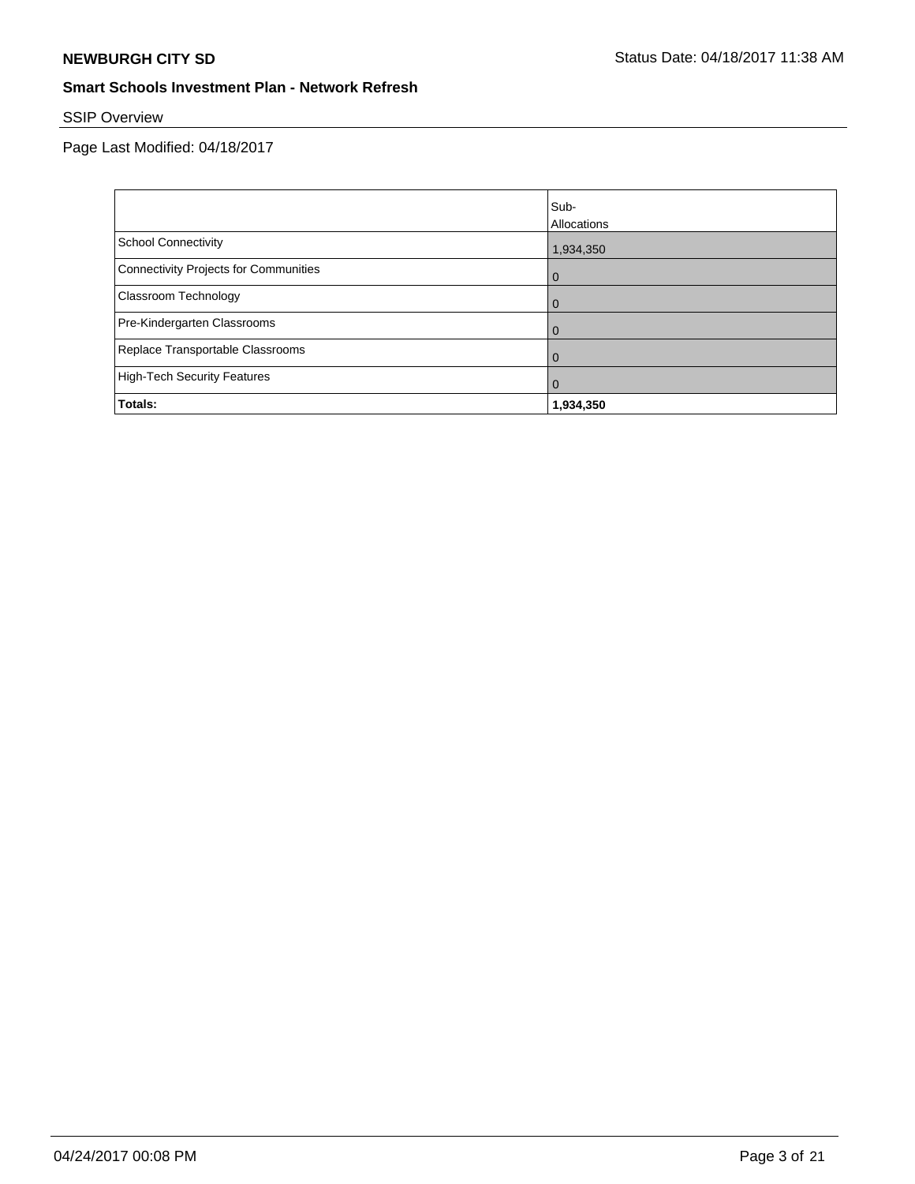**NEWBURGH CITY SD** Status Date: 04/18/2017 11:38 AM

**Smart Schools Investment Plan - Network Refresh**

SSIP Overview

Page Last Modified: 04/18/2017

| | Sub-Allocations |
|---|---|
| School Connectivity | 1,934,350 |
| Connectivity Projects for Communities | 0 |
| Classroom Technology | 0 |
| Pre-Kindergarten Classrooms | 0 |
| Replace Transportable Classrooms | 0 |
| High-Tech Security Features | 0 |
| **Totals:** | **1,934,350** |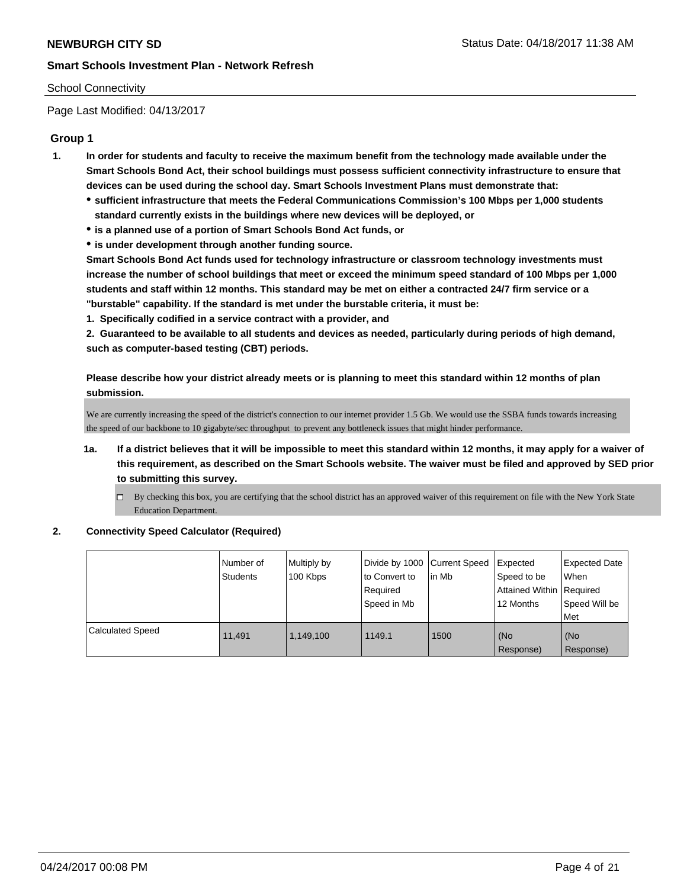# NEWBURGH CITY SD

## Smart Schools Investment Plan - Network Refresh

School Connectivity

Page Last Modified: 04/13/2017

### Group 1

**1. In order for students and faculty to receive the maximum benefit from the technology made available under the Smart Schools Bond Act, their school buildings must possess sufficient connectivity infrastructure to ensure that devices can be used during the school day. Smart Schools Investment Plans must demonstrate that:**

- **sufficient infrastructure that meets the Federal Communications Commission's 100 Mbps per 1,000 students standard currently exists in the buildings where new devices will be deployed, or**
- **is a planned use of a portion of Smart Schools Bond Act funds, or**
- **is under development through another funding source.**

**Smart Schools Bond Act funds used for technology infrastructure or classroom technology investments must increase the number of school buildings that meet or exceed the minimum speed standard of 100 Mbps per 1,000 students and staff within 12 months. This standard may be met on either a contracted 24/7 firm service or a "burstable" capability. If the standard is met under the burstable criteria, it must be:**

**1. Specifically codified in a service contract with a provider, and**

**2. Guaranteed to be available to all students and devices as needed, particularly during periods of high demand, such as computer-based testing (CBT) periods.**

**Please describe how your district already meets or is planning to meet this standard within 12 months of plan submission.**

We are currently increasing the speed of the district's connection to our internet provider 1.5 Gb. We would use the SSBA funds towards increasing the speed of our backbone to 10 gigabyte/sec throughput to prevent any bottleneck issues that might hinder performance.

**1a. If a district believes that it will be impossible to meet this standard within 12 months, it may apply for a waiver of this requirement, as described on the Smart Schools website. The waiver must be filed and approved by SED prior to submitting this survey.**

- ☐ By checking this box, you are certifying that the school district has an approved waiver of this requirement on file with the New York State Education Department.

**2. Connectivity Speed Calculator (Required)**

| | Number of Students | Multiply by 100 Kbps | Divide by 1000 to Convert to Required Speed in Mb | Current Speed in Mb | Expected Speed to be Attained Within 12 Months | Expected Date When Required Speed Will be Met |
|---|---|---|---|---|---|---|
| Calculated Speed | 11,491 | 1,149,100 | 1149.1 | 1500 | (No Response) | (No Response) |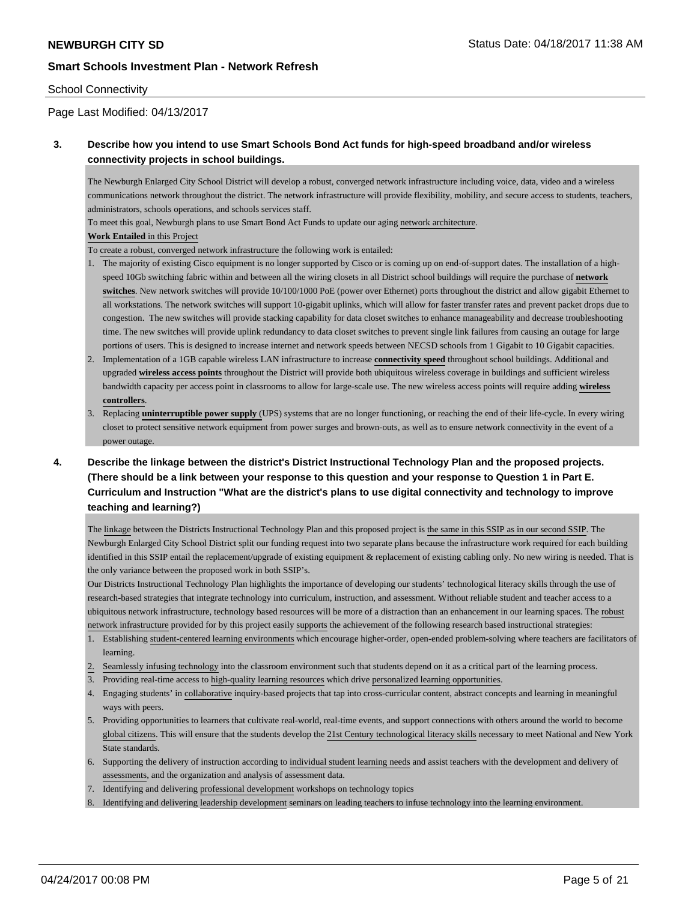School Connectivity

Page Last Modified: 04/13/2017

**3. Describe how you intend to use Smart Schools Bond Act funds for high-speed broadband and/or wireless connectivity projects in school buildings.**

The Newburgh Enlarged City School District will develop a robust, converged network infrastructure including voice, data, video and a wireless communications network throughout the district. The network infrastructure will provide flexibility, mobility, and secure access to students, teachers, administrators, schools operations, and schools services staff.

To meet this goal, Newburgh plans to use Smart Bond Act Funds to update our aging network architecture.

**Work Entailed** in this Project

To create a robust, converged network infrastructure the following work is entailed:

1. The majority of existing Cisco equipment is no longer supported by Cisco or is coming up on end-of-support dates. The installation of a high-speed 10Gb switching fabric within and between all the wiring closets in all District school buildings will require the purchase of **network switches**. New network switches will provide 10/100/1000 PoE (power over Ethernet) ports throughout the district and allow gigabit Ethernet to all workstations. The network switches will support 10-gigabit uplinks, which will allow for faster transfer rates and prevent packet drops due to congestion. The new switches will provide stacking capability for data closet switches to enhance manageability and decrease troubleshooting time. The new switches will provide uplink redundancy to data closet switches to prevent single link failures from causing an outage for large portions of users. This is designed to increase internet and network speeds between NECSD schools from 1 Gigabit to 10 Gigabit capacities.
2. Implementation of a 1GB capable wireless LAN infrastructure to increase **connectivity speed** throughout school buildings. Additional and upgraded **wireless access points** throughout the District will provide both ubiquitous wireless coverage in buildings and sufficient wireless bandwidth capacity per access point in classrooms to allow for large-scale use. The new wireless access points will require adding **wireless controllers**.
3. Replacing **uninterruptible power supply** (UPS) systems that are no longer functioning, or reaching the end of their life-cycle. In every wiring closet to protect sensitive network equipment from power surges and brown-outs, as well as to ensure network connectivity in the event of a power outage.

**4. Describe the linkage between the district's District Instructional Technology Plan and the proposed projects. (There should be a link between your response to this question and your response to Question 1 in Part E. Curriculum and Instruction "What are the district's plans to use digital connectivity and technology to improve teaching and learning?)**

The linkage between the Districts Instructional Technology Plan and this proposed project is the same in this SSIP as in our second SSIP. The Newburgh Enlarged City School District split our funding request into two separate plans because the infrastructure work required for each building identified in this SSIP entail the replacement/upgrade of existing equipment & replacement of existing cabling only. No new wiring is needed. That is the only variance between the proposed work in both SSIP's.

Our Districts Instructional Technology Plan highlights the importance of developing our students' technological literacy skills through the use of research-based strategies that integrate technology into curriculum, instruction, and assessment. Without reliable student and teacher access to a ubiquitous network infrastructure, technology based resources will be more of a distraction than an enhancement in our learning spaces. The robust network infrastructure provided for by this project easily supports the achievement of the following research based instructional strategies:

1. Establishing student-centered learning environments which encourage higher-order, open-ended problem-solving where teachers are facilitators of learning.
2. Seamlessly infusing technology into the classroom environment such that students depend on it as a critical part of the learning process.
3. Providing real-time access to high-quality learning resources which drive personalized learning opportunities.
4. Engaging students' in collaborative inquiry-based projects that tap into cross-curricular content, abstract concepts and learning in meaningful ways with peers.
5. Providing opportunities to learners that cultivate real-world, real-time events, and support connections with others around the world to become global citizens. This will ensure that the students develop the 21st Century technological literacy skills necessary to meet National and New York State standards.
6. Supporting the delivery of instruction according to individual student learning needs and assist teachers with the development and delivery of assessments, and the organization and analysis of assessment data.
7. Identifying and delivering professional development workshops on technology topics
8. Identifying and delivering leadership development seminars on leading teachers to infuse technology into the learning environment.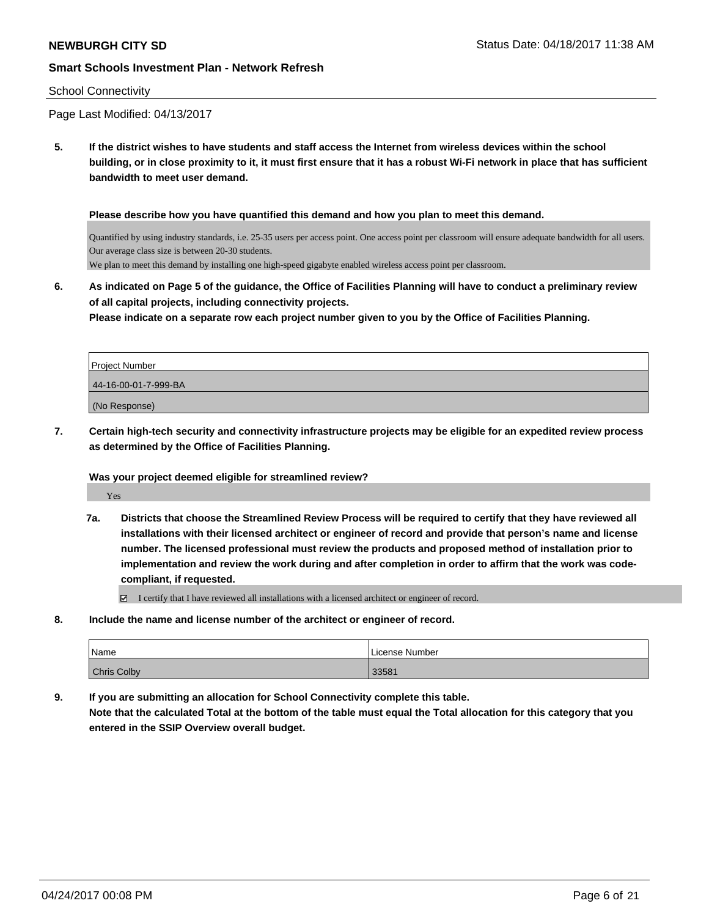School Connectivity

Page Last Modified: 04/13/2017

**5. If the district wishes to have students and staff access the Internet from wireless devices within the school building, or in close proximity to it, it must first ensure that it has a robust Wi-Fi network in place that has sufficient bandwidth to meet user demand.**

**Please describe how you have quantified this demand and how you plan to meet this demand.**

Quantified by using industry standards, i.e. 25-35 users per access point. One access point per classroom will ensure adequate bandwidth for all users. Our average class size is between 20-30 students.
We plan to meet this demand by installing one high-speed gigabyte enabled wireless access point per classroom.

**6. As indicated on Page 5 of the guidance, the Office of Facilities Planning will have to conduct a preliminary review of all capital projects, including connectivity projects.**
**Please indicate on a separate row each project number given to you by the Office of Facilities Planning.**

| Project Number |
|---|
| 44-16-00-01-7-999-BA |
| (No Response) |

**7. Certain high-tech security and connectivity infrastructure projects may be eligible for an expedited review process as determined by the Office of Facilities Planning.**

**Was your project deemed eligible for streamlined review?**

Yes

**7a. Districts that choose the Streamlined Review Process will be required to certify that they have reviewed all installations with their licensed architect or engineer of record and provide that person's name and license number. The licensed professional must review the products and proposed method of installation prior to implementation and review the work during and after completion in order to affirm that the work was code-compliant, if requested.**

☑ I certify that I have reviewed all installations with a licensed architect or engineer of record.

**8. Include the name and license number of the architect or engineer of record.**

| Name | License Number |
|---|---|
| Chris Colby | 33581 |

**9. If you are submitting an allocation for School Connectivity complete this table.**
**Note that the calculated Total at the bottom of the table must equal the Total allocation for this category that you entered in the SSIP Overview overall budget.**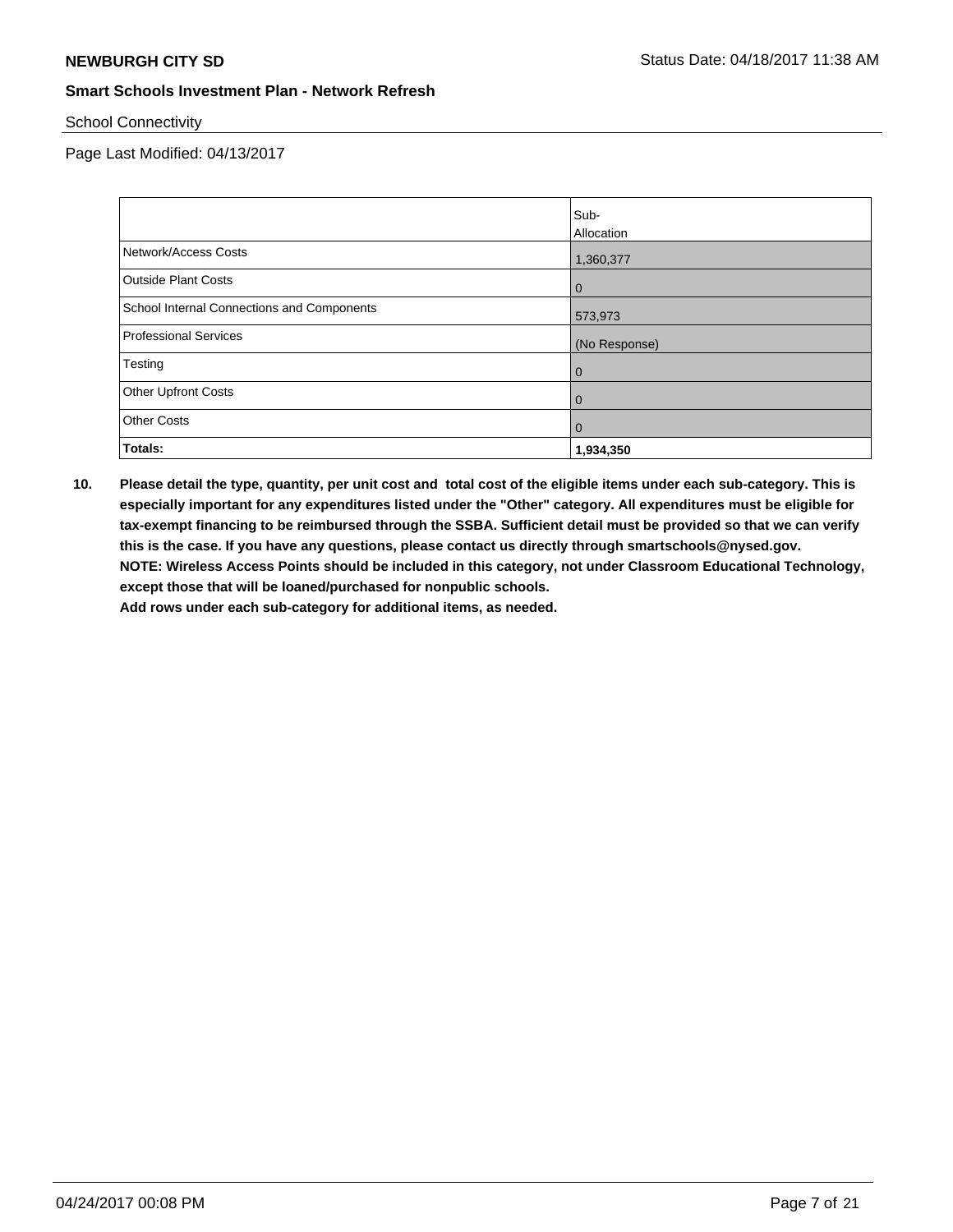School Connectivity

Page Last Modified: 04/13/2017

| | Sub-Allocation |
|---|---|
| Network/Access Costs | 1,360,377 |
| Outside Plant Costs | 0 |
| School Internal Connections and Components | 573,973 |
| Professional Services | (No Response) |
| Testing | 0 |
| Other Upfront Costs | 0 |
| Other Costs | 0 |
| **Totals:** | **1,934,350** |

**10. Please detail the type, quantity, per unit cost and total cost of the eligible items under each sub-category. This is especially important for any expenditures listed under the "Other" category. All expenditures must be eligible for tax-exempt financing to be reimbursed through the SSBA. Sufficient detail must be provided so that we can verify this is the case. If you have any questions, please contact us directly through smartschools@nysed.gov.**
**NOTE: Wireless Access Points should be included in this category, not under Classroom Educational Technology, except those that will be loaned/purchased for nonpublic schools.**
**Add rows under each sub-category for additional items, as needed.**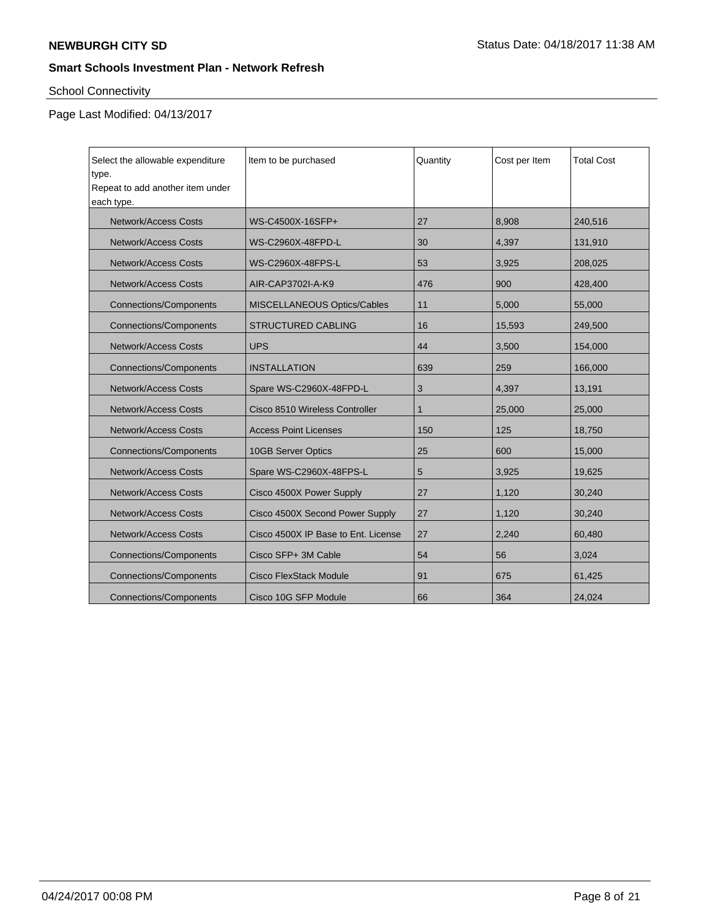**NEWBURGH CITY SD**

Status Date: 04/18/2017 11:38 AM

**Smart Schools Investment Plan - Network Refresh**

School Connectivity

Page Last Modified: 04/13/2017

| Select the allowable expenditure type. Repeat to add another item under each type. | Item to be purchased | Quantity | Cost per Item | Total Cost |
|---|---|---|---|---|
| Network/Access Costs | WS-C4500X-16SFP+ | 27 | 8,908 | 240,516 |
| Network/Access Costs | WS-C2960X-48FPD-L | 30 | 4,397 | 131,910 |
| Network/Access Costs | WS-C2960X-48FPS-L | 53 | 3,925 | 208,025 |
| Network/Access Costs | AIR-CAP3702I-A-K9 | 476 | 900 | 428,400 |
| Connections/Components | MISCELLANEOUS Optics/Cables | 11 | 5,000 | 55,000 |
| Connections/Components | STRUCTURED CABLING | 16 | 15,593 | 249,500 |
| Network/Access Costs | UPS | 44 | 3,500 | 154,000 |
| Connections/Components | INSTALLATION | 639 | 259 | 166,000 |
| Network/Access Costs | Spare WS-C2960X-48FPD-L | 3 | 4,397 | 13,191 |
| Network/Access Costs | Cisco 8510 Wireless Controller | 1 | 25,000 | 25,000 |
| Network/Access Costs | Access Point Licenses | 150 | 125 | 18,750 |
| Connections/Components | 10GB Server Optics | 25 | 600 | 15,000 |
| Network/Access Costs | Spare WS-C2960X-48FPS-L | 5 | 3,925 | 19,625 |
| Network/Access Costs | Cisco 4500X Power Supply | 27 | 1,120 | 30,240 |
| Network/Access Costs | Cisco 4500X Second Power Supply | 27 | 1,120 | 30,240 |
| Network/Access Costs | Cisco 4500X IP Base to Ent. License | 27 | 2,240 | 60,480 |
| Connections/Components | Cisco SFP+ 3M Cable | 54 | 56 | 3,024 |
| Connections/Components | Cisco FlexStack Module | 91 | 675 | 61,425 |
| Connections/Components | Cisco 10G SFP Module | 66 | 364 | 24,024 |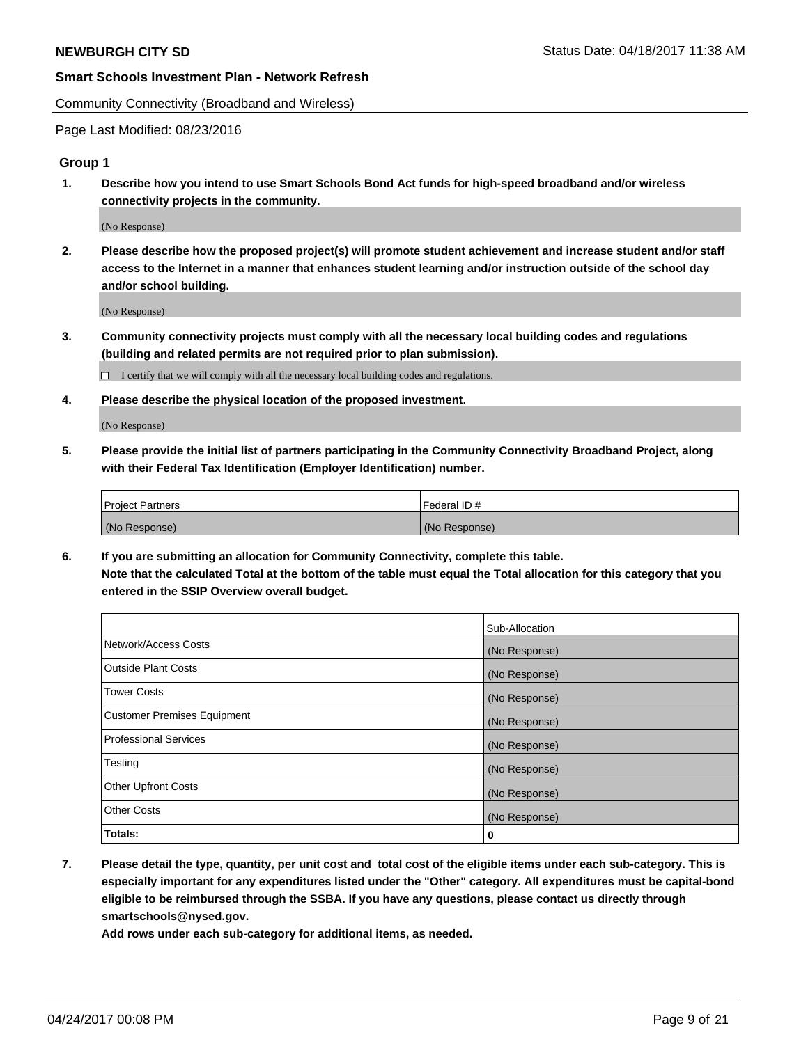Community Connectivity (Broadband and Wireless)

Page Last Modified: 08/23/2016

## Group 1

**1. Describe how you intend to use Smart Schools Bond Act funds for high-speed broadband and/or wireless connectivity projects in the community.**

(No Response)

**2. Please describe how the proposed project(s) will promote student achievement and increase student and/or staff access to the Internet in a manner that enhances student learning and/or instruction outside of the school day and/or school building.**

(No Response)

**3. Community connectivity projects must comply with all the necessary local building codes and regulations (building and related permits are not required prior to plan submission).**

☐ I certify that we will comply with all the necessary local building codes and regulations.

**4. Please describe the physical location of the proposed investment.**

(No Response)

**5. Please provide the initial list of partners participating in the Community Connectivity Broadband Project, along with their Federal Tax Identification (Employer Identification) number.**

| Project Partners | Federal ID # |
|---|---|
| (No Response) | (No Response) |

**6. If you are submitting an allocation for Community Connectivity, complete this table. Note that the calculated Total at the bottom of the table must equal the Total allocation for this category that you entered in the SSIP Overview overall budget.**

| | Sub-Allocation |
|---|---|
| Network/Access Costs | (No Response) |
| Outside Plant Costs | (No Response) |
| Tower Costs | (No Response) |
| Customer Premises Equipment | (No Response) |
| Professional Services | (No Response) |
| Testing | (No Response) |
| Other Upfront Costs | (No Response) |
| Other Costs | (No Response) |
| **Totals:** | **0** |

**7. Please detail the type, quantity, per unit cost and total cost of the eligible items under each sub-category. This is especially important for any expenditures listed under the "Other" category. All expenditures must be capital-bond eligible to be reimbursed through the SSBA. If you have any questions, please contact us directly through smartschools@nysed.gov.**

**Add rows under each sub-category for additional items, as needed.**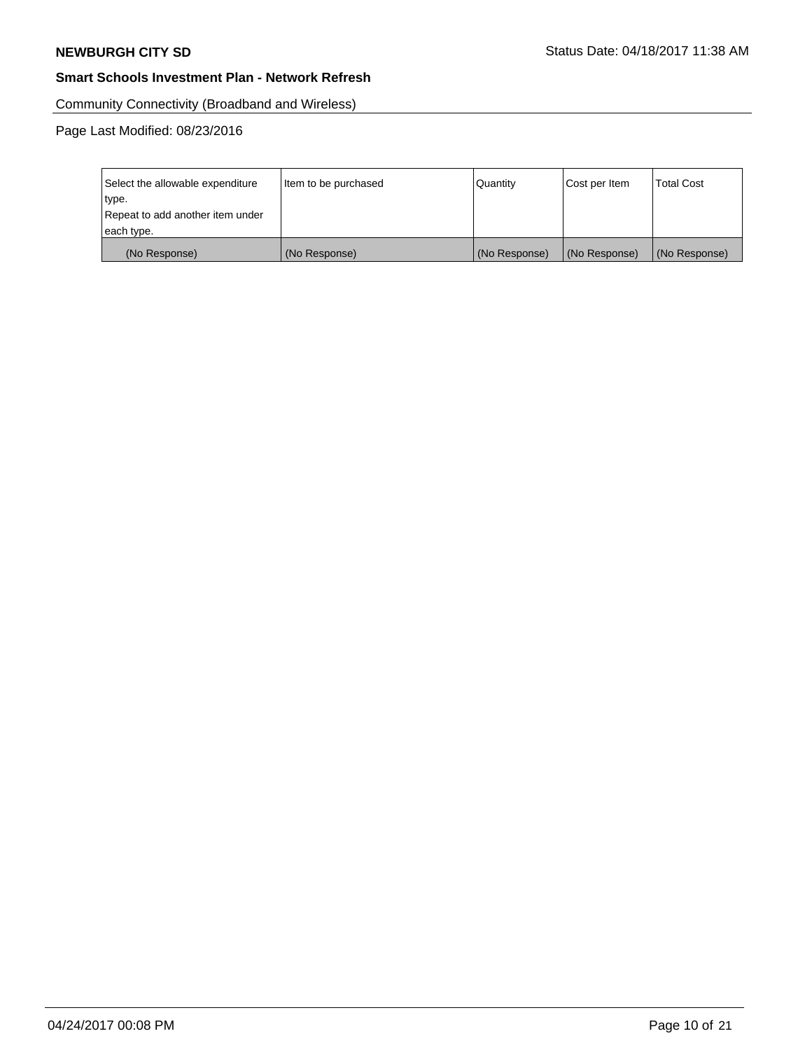## Community Connectivity (Broadband and Wireless)

Page Last Modified: 08/23/2016

| Select the allowable expenditure type. Repeat to add another item under each type. | Item to be purchased | Quantity | Cost per Item | Total Cost |
|---|---|---|---|---|
| (No Response) | (No Response) | (No Response) | (No Response) | (No Response) |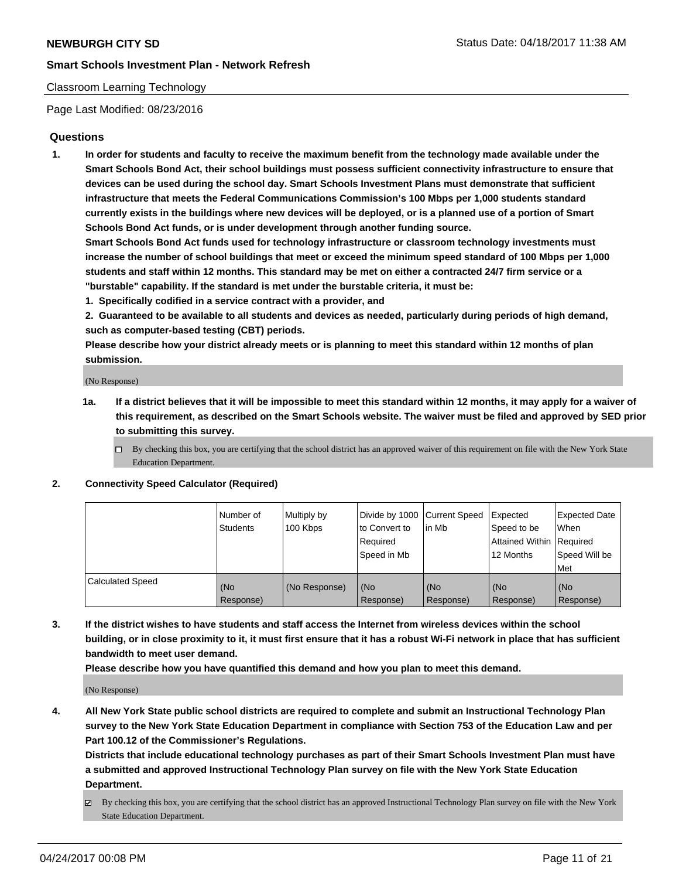**Smart Schools Investment Plan - Network Refresh**

Classroom Learning Technology

Page Last Modified: 08/23/2016

## Questions

1. **In order for students and faculty to receive the maximum benefit from the technology made available under the Smart Schools Bond Act, their school buildings must possess sufficient connectivity infrastructure to ensure that devices can be used during the school day. Smart Schools Investment Plans must demonstrate that sufficient infrastructure that meets the Federal Communications Commission's 100 Mbps per 1,000 students standard currently exists in the buildings where new devices will be deployed, or is a planned use of a portion of Smart Schools Bond Act funds, or is under development through another funding source.**

   **Smart Schools Bond Act funds used for technology infrastructure or classroom technology investments must increase the number of school buildings that meet or exceed the minimum speed standard of 100 Mbps per 1,000 students and staff within 12 months. This standard may be met on either a contracted 24/7 firm service or a "burstable" capability. If the standard is met under the burstable criteria, it must be:**

   **1. Specifically codified in a service contract with a provider, and**

   **2. Guaranteed to be available to all students and devices as needed, particularly during periods of high demand, such as computer-based testing (CBT) periods.**

   **Please describe how your district already meets or is planning to meet this standard within 12 months of plan submission.**

   (No Response)

   **1a. If a district believes that it will be impossible to meet this standard within 12 months, it may apply for a waiver of this requirement, as described on the Smart Schools website. The waiver must be filed and approved by SED prior to submitting this survey.**

   ☐ By checking this box, you are certifying that the school district has an approved waiver of this requirement on file with the New York State Education Department.

2. **Connectivity Speed Calculator (Required)**

| | Number of Students | Multiply by 100 Kbps | Divide by 1000 to Convert to Required Speed in Mb | Current Speed in Mb | Expected Speed to be Attained Within 12 Months | Expected Date When Required Speed Will be Met |
|---|---|---|---|---|---|---|
| Calculated Speed | (No Response) | (No Response) | (No Response) | (No Response) | (No Response) | (No Response) |

3. **If the district wishes to have students and staff access the Internet from wireless devices within the school building, or in close proximity to it, it must first ensure that it has a robust Wi-Fi network in place that has sufficient bandwidth to meet user demand.**

   **Please describe how you have quantified this demand and how you plan to meet this demand.**

   (No Response)

4. **All New York State public school districts are required to complete and submit an Instructional Technology Plan survey to the New York State Education Department in compliance with Section 753 of the Education Law and per Part 100.12 of the Commissioner's Regulations.**

   **Districts that include educational technology purchases as part of their Smart Schools Investment Plan must have a submitted and approved Instructional Technology Plan survey on file with the New York State Education Department.**

   ☑ By checking this box, you are certifying that the school district has an approved Instructional Technology Plan survey on file with the New York State Education Department.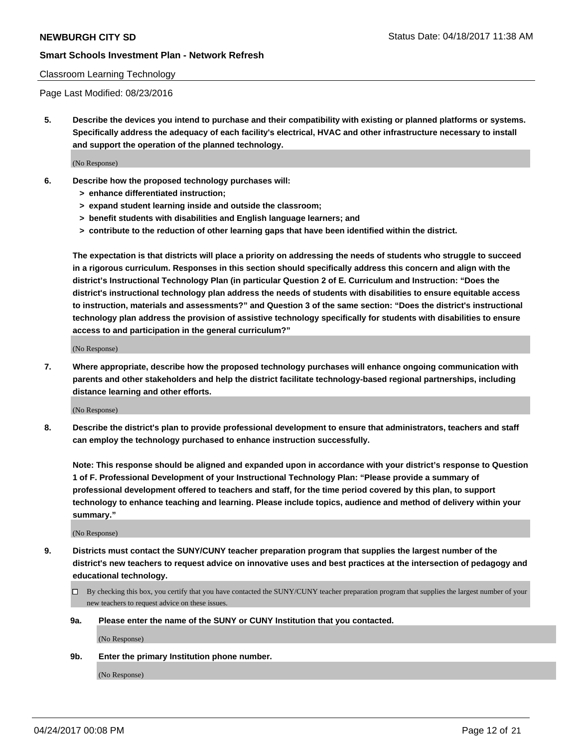**NEWBURGH CITY SD** Status Date: 04/18/2017 11:38 AM

**Smart Schools Investment Plan - Network Refresh**

Classroom Learning Technology

Page Last Modified: 08/23/2016

**5. Describe the devices you intend to purchase and their compatibility with existing or planned platforms or systems. Specifically address the adequacy of each facility's electrical, HVAC and other infrastructure necessary to install and support the operation of the planned technology.**

(No Response)

**6. Describe how the proposed technology purchases will:**

- **> enhance differentiated instruction;**
- **> expand student learning inside and outside the classroom;**
- **> benefit students with disabilities and English language learners; and**
- **> contribute to the reduction of other learning gaps that have been identified within the district.**

**The expectation is that districts will place a priority on addressing the needs of students who struggle to succeed in a rigorous curriculum. Responses in this section should specifically address this concern and align with the district's Instructional Technology Plan (in particular Question 2 of E. Curriculum and Instruction: "Does the district's instructional technology plan address the needs of students with disabilities to ensure equitable access to instruction, materials and assessments?" and Question 3 of the same section: "Does the district's instructional technology plan address the provision of assistive technology specifically for students with disabilities to ensure access to and participation in the general curriculum?"**

(No Response)

**7. Where appropriate, describe how the proposed technology purchases will enhance ongoing communication with parents and other stakeholders and help the district facilitate technology-based regional partnerships, including distance learning and other efforts.**

(No Response)

**8. Describe the district's plan to provide professional development to ensure that administrators, teachers and staff can employ the technology purchased to enhance instruction successfully.**

**Note: This response should be aligned and expanded upon in accordance with your district's response to Question 1 of F. Professional Development of your Instructional Technology Plan: "Please provide a summary of professional development offered to teachers and staff, for the time period covered by this plan, to support technology to enhance teaching and learning. Please include topics, audience and method of delivery within your summary."**

(No Response)

**9. Districts must contact the SUNY/CUNY teacher preparation program that supplies the largest number of the district's new teachers to request advice on innovative uses and best practices at the intersection of pedagogy and educational technology.**

☐ By checking this box, you certify that you have contacted the SUNY/CUNY teacher preparation program that supplies the largest number of your new teachers to request advice on these issues.

**9a. Please enter the name of the SUNY or CUNY Institution that you contacted.**

(No Response)

**9b. Enter the primary Institution phone number.**

(No Response)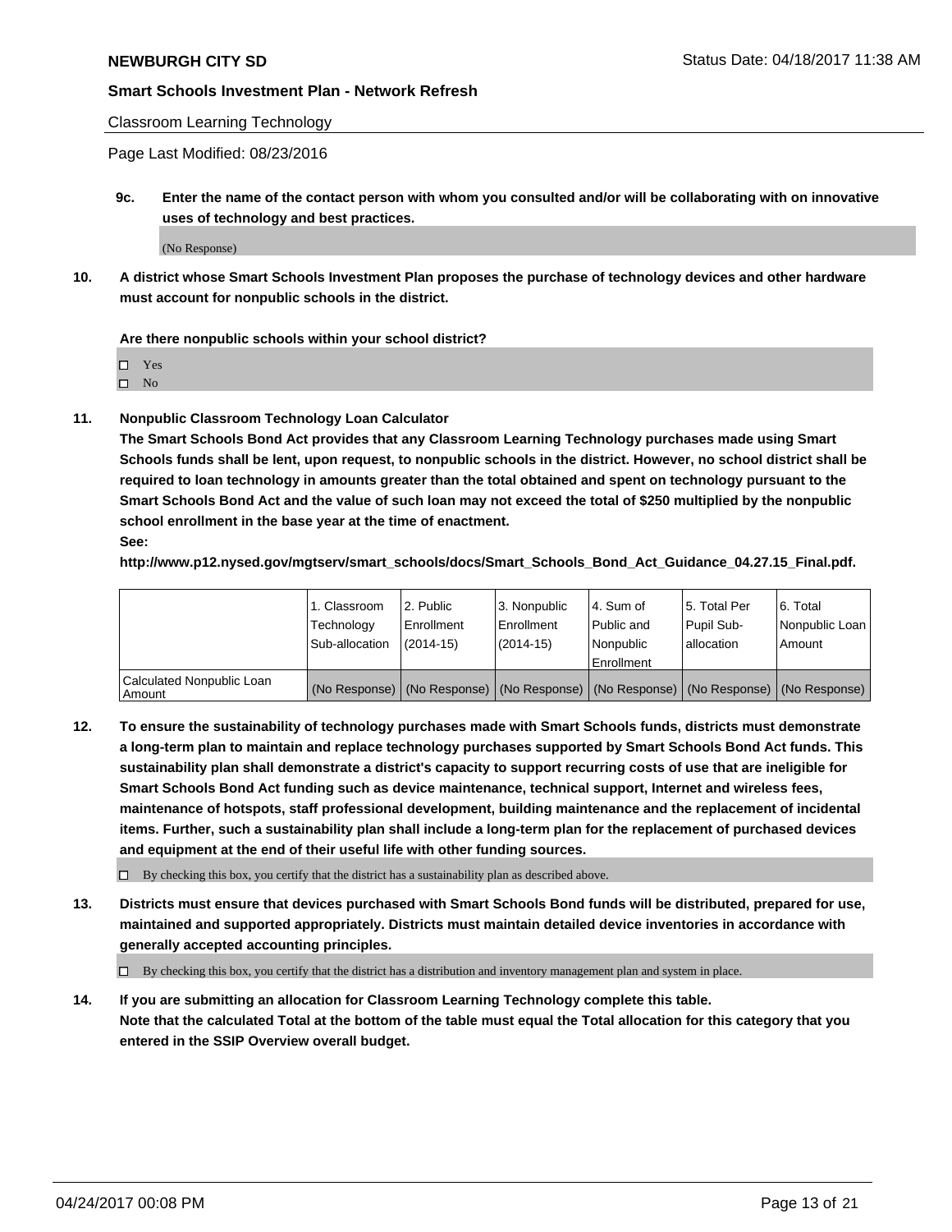**NEWBURGH CITY SD**

**Smart Schools Investment Plan - Network Refresh**

Classroom Learning Technology

Page Last Modified: 08/23/2016

**9c. Enter the name of the contact person with whom you consulted and/or will be collaborating with on innovative uses of technology and best practices.**

(No Response)

**10. A district whose Smart Schools Investment Plan proposes the purchase of technology devices and other hardware must account for nonpublic schools in the district.**

**Are there nonpublic schools within your school district?**

- ☐ Yes
- ☐ No

**11. Nonpublic Classroom Technology Loan Calculator**

**The Smart Schools Bond Act provides that any Classroom Learning Technology purchases made using Smart Schools funds shall be lent, upon request, to nonpublic schools in the district. However, no school district shall be required to loan technology in amounts greater than the total obtained and spent on technology pursuant to the Smart Schools Bond Act and the value of such loan may not exceed the total of $250 multiplied by the nonpublic school enrollment in the base year at the time of enactment.**

**See:**

**http://www.p12.nysed.gov/mgtserv/smart_schools/docs/Smart_Schools_Bond_Act_Guidance_04.27.15_Final.pdf.**

| | 1. Classroom Technology Sub-allocation | 2. Public Enrollment (2014-15) | 3. Nonpublic Enrollment (2014-15) | 4. Sum of Public and Nonpublic Enrollment | 5. Total Per Pupil Sub-allocation | 6. Total Nonpublic Loan Amount |
|---|---|---|---|---|---|---|
| Calculated Nonpublic Loan Amount | (No Response) | (No Response) | (No Response) | (No Response) | (No Response) | (No Response) |

**12. To ensure the sustainability of technology purchases made with Smart Schools funds, districts must demonstrate a long-term plan to maintain and replace technology purchases supported by Smart Schools Bond Act funds. This sustainability plan shall demonstrate a district's capacity to support recurring costs of use that are ineligible for Smart Schools Bond Act funding such as device maintenance, technical support, Internet and wireless fees, maintenance of hotspots, staff professional development, building maintenance and the replacement of incidental items. Further, such a sustainability plan shall include a long-term plan for the replacement of purchased devices and equipment at the end of their useful life with other funding sources.**

☐ By checking this box, you certify that the district has a sustainability plan as described above.

**13. Districts must ensure that devices purchased with Smart Schools Bond funds will be distributed, prepared for use, maintained and supported appropriately. Districts must maintain detailed device inventories in accordance with generally accepted accounting principles.**

☐ By checking this box, you certify that the district has a distribution and inventory management plan and system in place.

**14. If you are submitting an allocation for Classroom Learning Technology complete this table. Note that the calculated Total at the bottom of the table must equal the Total allocation for this category that you entered in the SSIP Overview overall budget.**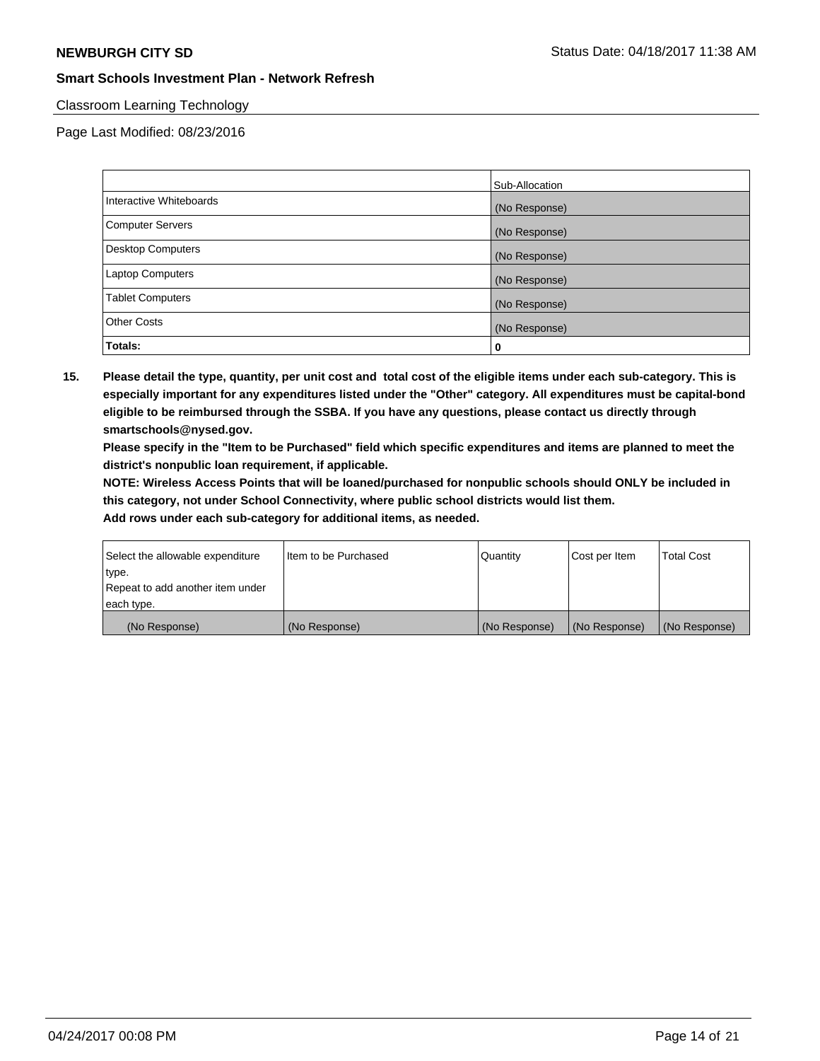## Classroom Learning Technology

Page Last Modified: 08/23/2016

| | Sub-Allocation |
|---|---|
| Interactive Whiteboards | (No Response) |
| Computer Servers | (No Response) |
| Desktop Computers | (No Response) |
| Laptop Computers | (No Response) |
| Tablet Computers | (No Response) |
| Other Costs | (No Response) |
| **Totals:** | **0** |

**15. Please detail the type, quantity, per unit cost and total cost of the eligible items under each sub-category. This is especially important for any expenditures listed under the "Other" category. All expenditures must be capital-bond eligible to be reimbursed through the SSBA. If you have any questions, please contact us directly through smartschools@nysed.gov.**

**Please specify in the "Item to be Purchased" field which specific expenditures and items are planned to meet the district's nonpublic loan requirement, if applicable.**

**NOTE: Wireless Access Points that will be loaned/purchased for nonpublic schools should ONLY be included in this category, not under School Connectivity, where public school districts would list them.**

**Add rows under each sub-category for additional items, as needed.**

| Select the allowable expenditure type. Repeat to add another item under each type. | Item to be Purchased | Quantity | Cost per Item | Total Cost |
|---|---|---|---|---|
| (No Response) | (No Response) | (No Response) | (No Response) | (No Response) |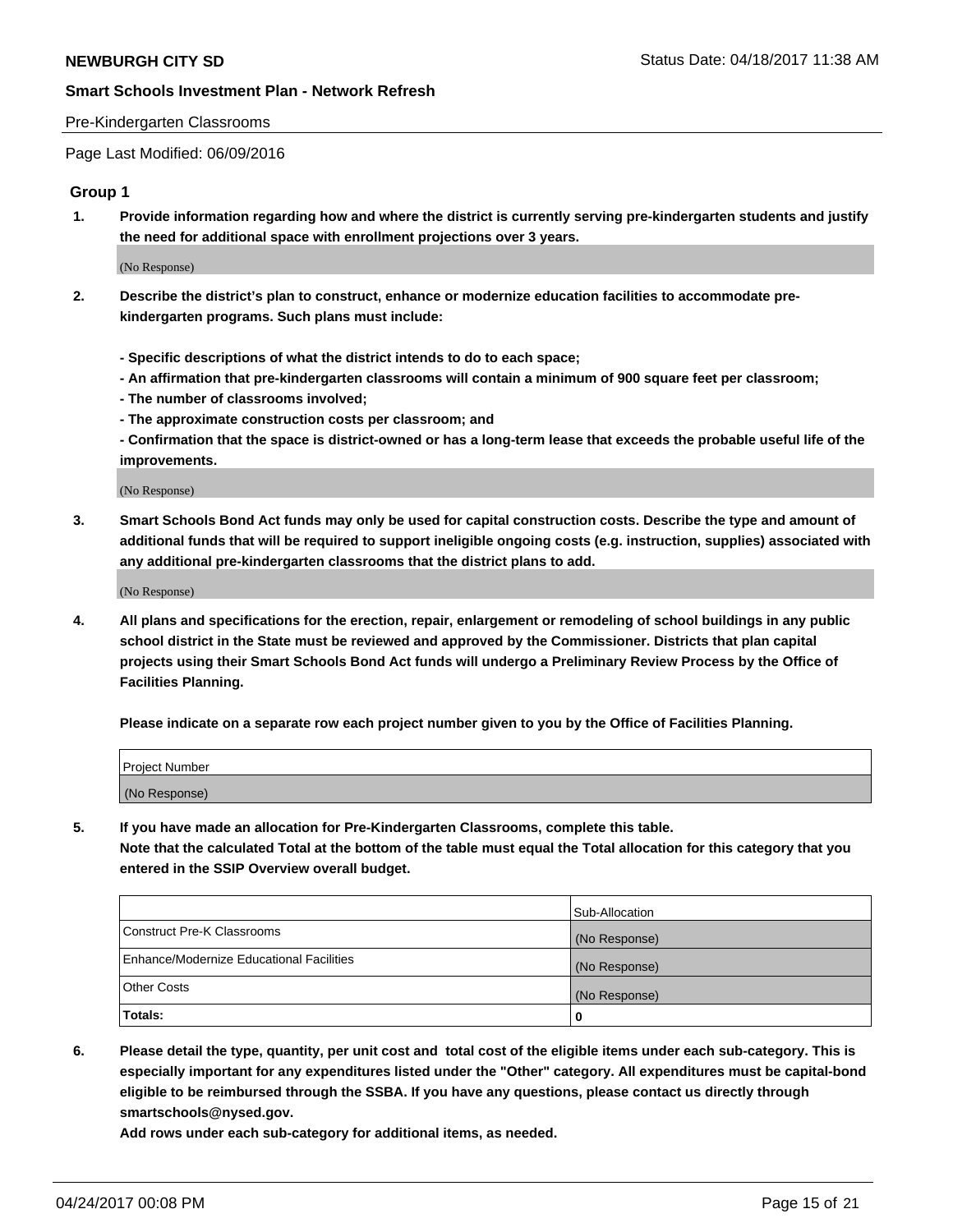Pre-Kindergarten Classrooms

Page Last Modified: 06/09/2016

## Group 1

1. **Provide information regarding how and where the district is currently serving pre-kindergarten students and justify the need for additional space with enrollment projections over 3 years.**

   (No Response)

2. **Describe the district's plan to construct, enhance or modernize education facilities to accommodate pre-kindergarten programs. Such plans must include:**

   **- Specific descriptions of what the district intends to do to each space;**
   **- An affirmation that pre-kindergarten classrooms will contain a minimum of 900 square feet per classroom;**
   **- The number of classrooms involved;**
   **- The approximate construction costs per classroom; and**
   **- Confirmation that the space is district-owned or has a long-term lease that exceeds the probable useful life of the improvements.**

   (No Response)

3. **Smart Schools Bond Act funds may only be used for capital construction costs. Describe the type and amount of additional funds that will be required to support ineligible ongoing costs (e.g. instruction, supplies) associated with any additional pre-kindergarten classrooms that the district plans to add.**

   (No Response)

4. **All plans and specifications for the erection, repair, enlargement or remodeling of school buildings in any public school district in the State must be reviewed and approved by the Commissioner. Districts that plan capital projects using their Smart Schools Bond Act funds will undergo a Preliminary Review Process by the Office of Facilities Planning.**

   **Please indicate on a separate row each project number given to you by the Office of Facilities Planning.**

| Project Number |
|---|
| (No Response) |

5. **If you have made an allocation for Pre-Kindergarten Classrooms, complete this table.**
   **Note that the calculated Total at the bottom of the table must equal the Total allocation for this category that you entered in the SSIP Overview overall budget.**

| | Sub-Allocation |
|---|---|
| Construct Pre-K Classrooms | (No Response) |
| Enhance/Modernize Educational Facilities | (No Response) |
| Other Costs | (No Response) |
| **Totals:** | **0** |

6. **Please detail the type, quantity, per unit cost and total cost of the eligible items under each sub-category. This is especially important for any expenditures listed under the "Other" category. All expenditures must be capital-bond eligible to be reimbursed through the SSBA. If you have any questions, please contact us directly through smartschools@nysed.gov.**

   **Add rows under each sub-category for additional items, as needed.**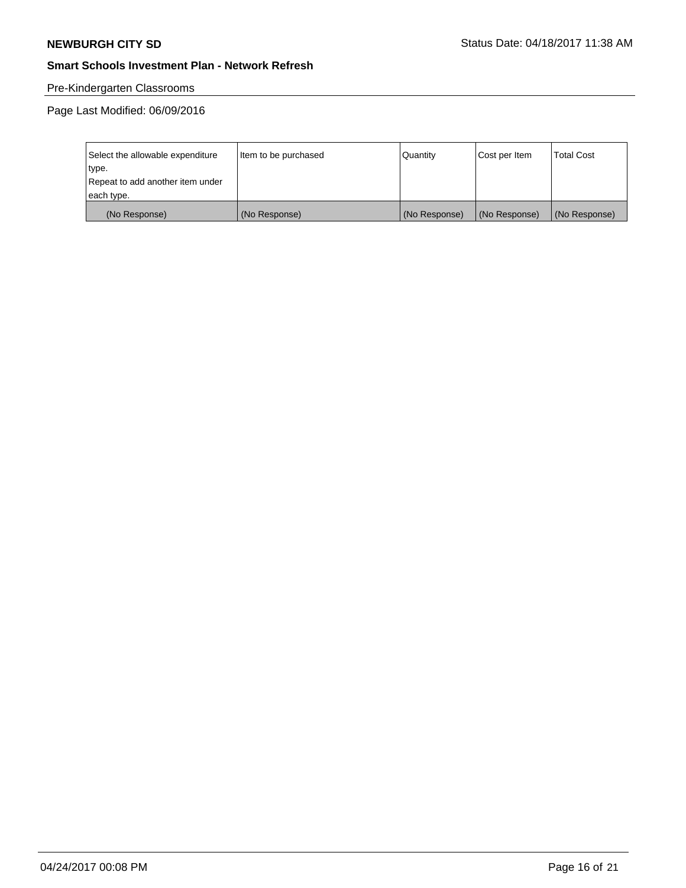**Smart Schools Investment Plan - Network Refresh**

Pre-Kindergarten Classrooms

Page Last Modified: 06/09/2016

| Select the allowable expenditure type. Repeat to add another item under each type. | Item to be purchased | Quantity | Cost per Item | Total Cost |
|---|---|---|---|---|
| (No Response) | (No Response) | (No Response) | (No Response) | (No Response) |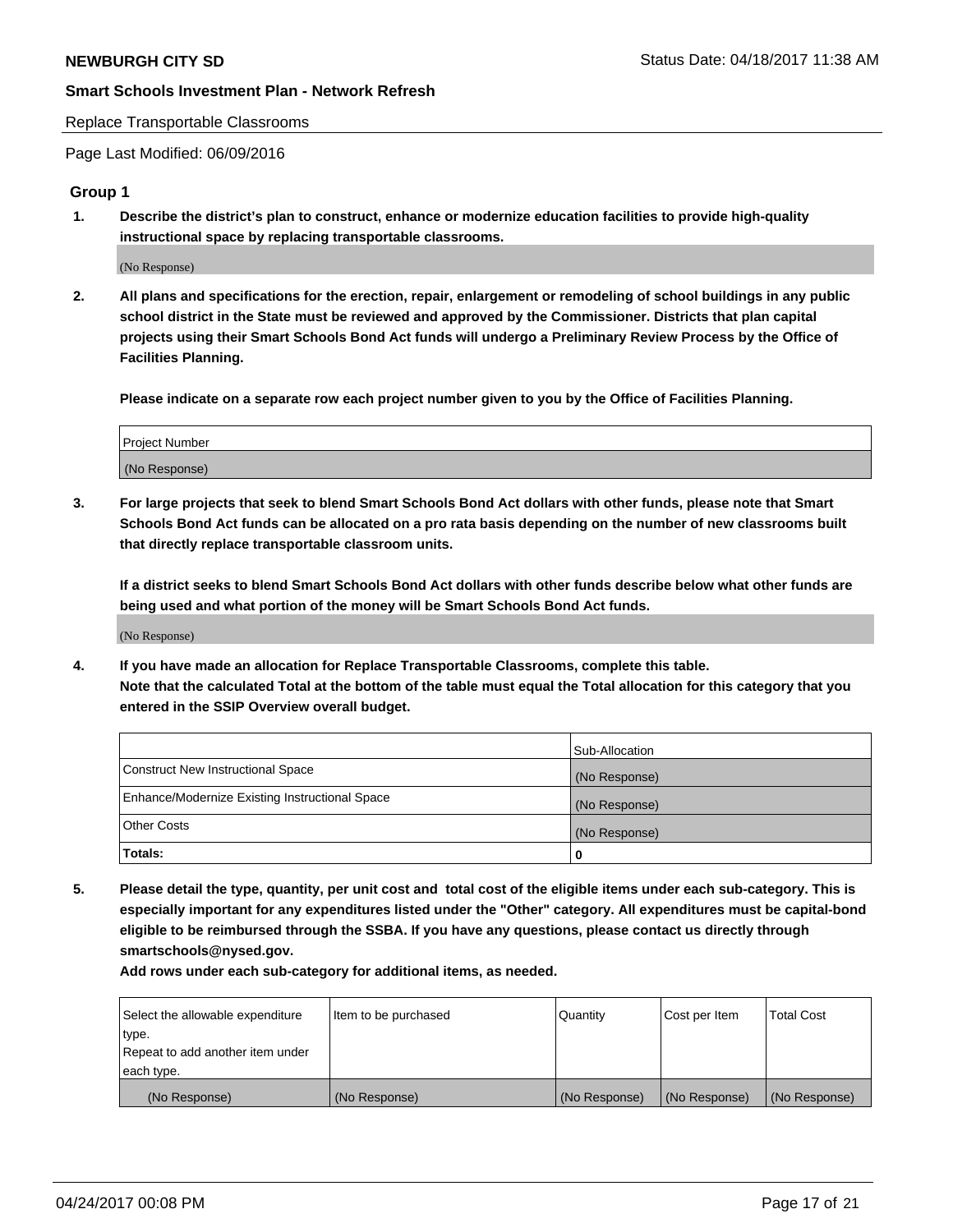Replace Transportable Classrooms

Page Last Modified: 06/09/2016

## Group 1

1. **Describe the district's plan to construct, enhance or modernize education facilities to provide high-quality instructional space by replacing transportable classrooms.**

   (No Response)

2. **All plans and specifications for the erection, repair, enlargement or remodeling of school buildings in any public school district in the State must be reviewed and approved by the Commissioner. Districts that plan capital projects using their Smart Schools Bond Act funds will undergo a Preliminary Review Process by the Office of Facilities Planning.**

   **Please indicate on a separate row each project number given to you by the Office of Facilities Planning.**

| Project Number |
| --- |
| (No Response) |

3. **For large projects that seek to blend Smart Schools Bond Act dollars with other funds, please note that Smart Schools Bond Act funds can be allocated on a pro rata basis depending on the number of new classrooms built that directly replace transportable classroom units.**

   **If a district seeks to blend Smart Schools Bond Act dollars with other funds describe below what other funds are being used and what portion of the money will be Smart Schools Bond Act funds.**

   (No Response)

4. **If you have made an allocation for Replace Transportable Classrooms, complete this table.**
   **Note that the calculated Total at the bottom of the table must equal the Total allocation for this category that you entered in the SSIP Overview overall budget.**

| | Sub-Allocation |
| --- | --- |
| Construct New Instructional Space | (No Response) |
| Enhance/Modernize Existing Instructional Space | (No Response) |
| Other Costs | (No Response) |
| **Totals:** | **0** |

5. **Please detail the type, quantity, per unit cost and total cost of the eligible items under each sub-category. This is especially important for any expenditures listed under the "Other" category. All expenditures must be capital-bond eligible to be reimbursed through the SSBA. If you have any questions, please contact us directly through smartschools@nysed.gov.**

   **Add rows under each sub-category for additional items, as needed.**

| Select the allowable expenditure type. Repeat to add another item under each type. | Item to be purchased | Quantity | Cost per Item | Total Cost |
| --- | --- | --- | --- | --- |
| (No Response) | (No Response) | (No Response) | (No Response) | (No Response) |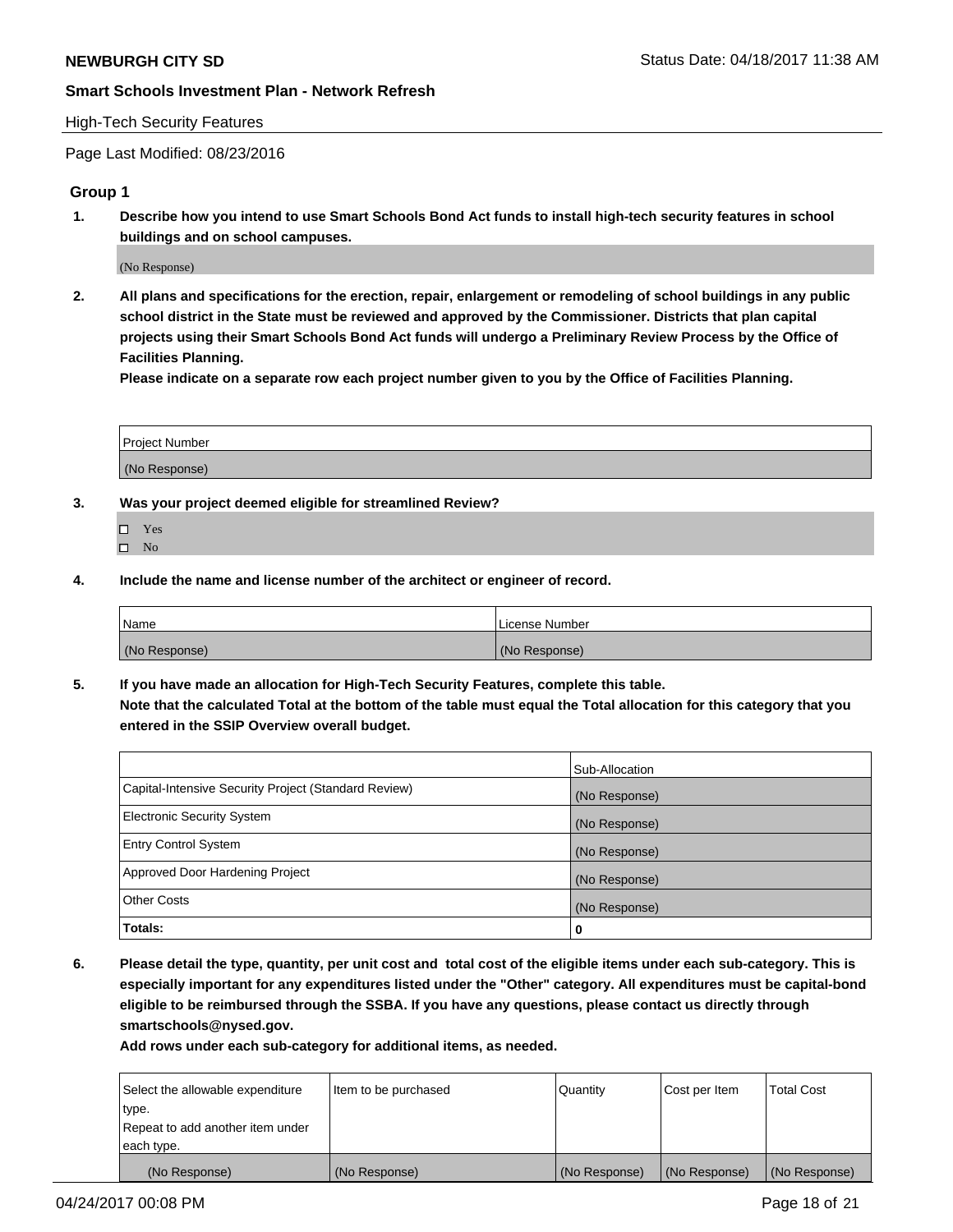**Smart Schools Investment Plan - Network Refresh**

High-Tech Security Features

Page Last Modified: 08/23/2016

## Group 1

1. **Describe how you intend to use Smart Schools Bond Act funds to install high-tech security features in school buildings and on school campuses.**

   (No Response)

2. **All plans and specifications for the erection, repair, enlargement or remodeling of school buildings in any public school district in the State must be reviewed and approved by the Commissioner. Districts that plan capital projects using their Smart Schools Bond Act funds will undergo a Preliminary Review Process by the Office of Facilities Planning.**

   **Please indicate on a separate row each project number given to you by the Office of Facilities Planning.**

| Project Number |
| --- |
| (No Response) |

3. **Was your project deemed eligible for streamlined Review?**

   ☐ Yes
   ☐ No

4. **Include the name and license number of the architect or engineer of record.**

| Name | License Number |
| --- | --- |
| (No Response) | (No Response) |

5. **If you have made an allocation for High-Tech Security Features, complete this table.**
   **Note that the calculated Total at the bottom of the table must equal the Total allocation for this category that you entered in the SSIP Overview overall budget.**

| | Sub-Allocation |
| --- | --- |
| Capital-Intensive Security Project (Standard Review) | (No Response) |
| Electronic Security System | (No Response) |
| Entry Control System | (No Response) |
| Approved Door Hardening Project | (No Response) |
| Other Costs | (No Response) |
| **Totals:** | **0** |

6. **Please detail the type, quantity, per unit cost and total cost of the eligible items under each sub-category. This is especially important for any expenditures listed under the "Other" category. All expenditures must be capital-bond eligible to be reimbursed through the SSBA. If you have any questions, please contact us directly through smartschools@nysed.gov.**

   **Add rows under each sub-category for additional items, as needed.**

| Select the allowable expenditure type. Repeat to add another item under each type. | Item to be purchased | Quantity | Cost per Item | Total Cost |
| --- | --- | --- | --- | --- |
| (No Response) | (No Response) | (No Response) | (No Response) | (No Response) |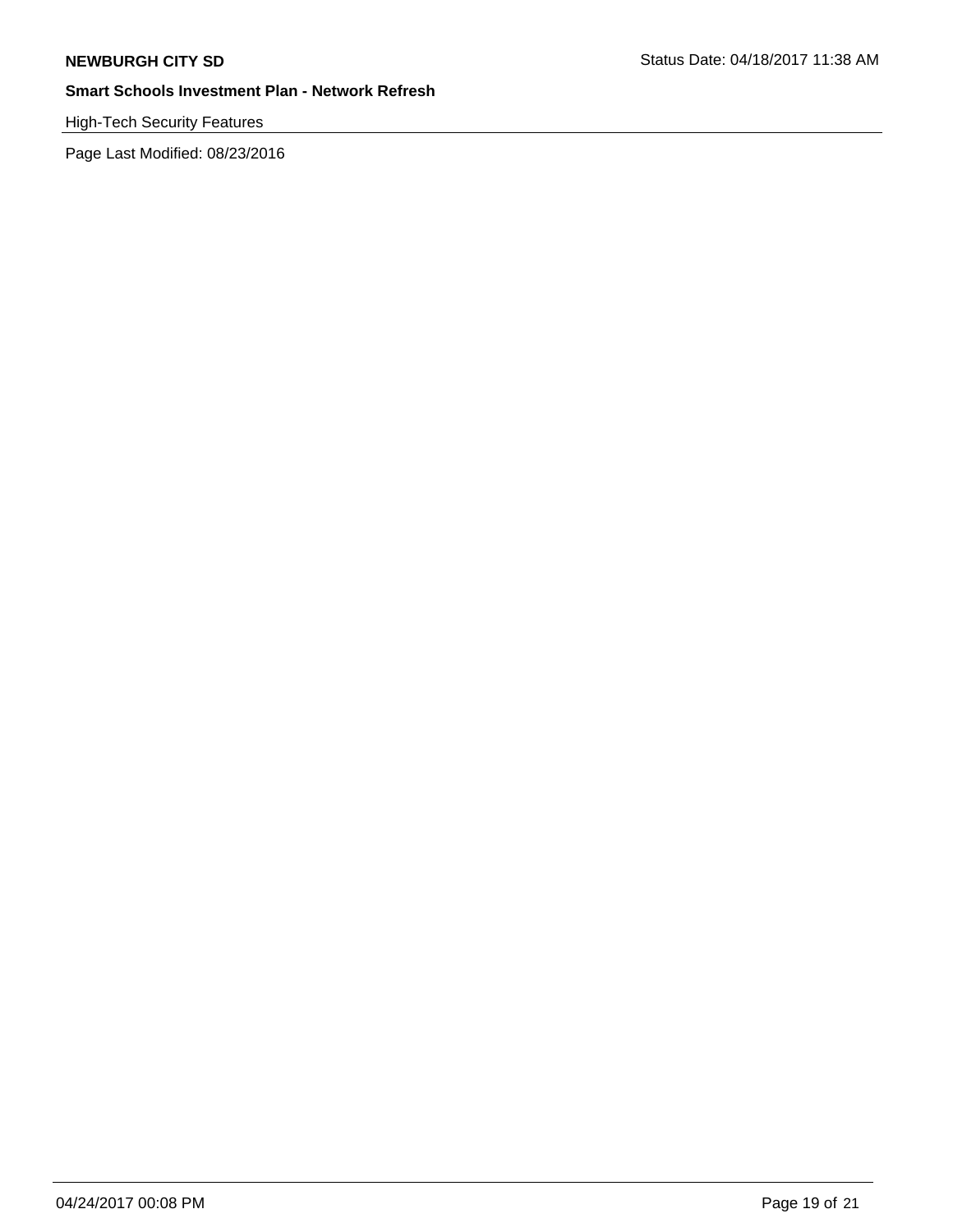**Smart Schools Investment Plan - Network Refresh**

High-Tech Security Features

Page Last Modified: 08/23/2016